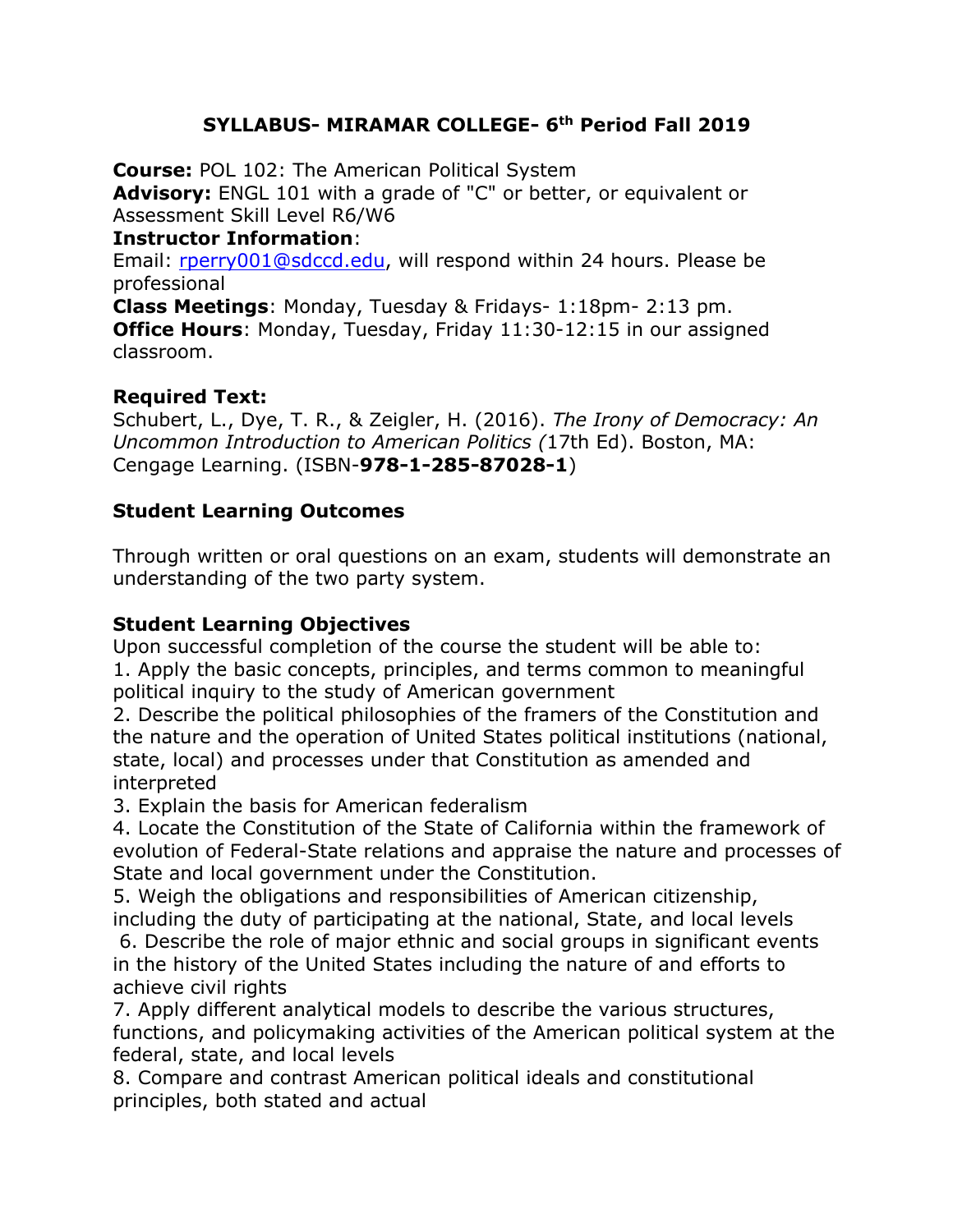# SYLLABUS- MIRAMAR COLLEGE- 6th Period Fall 2019

**Course:** POL 102: The American Political System
**Advisory:** ENGL 101 with a grade of "C" or better, or equivalent or Assessment Skill Level R6/W6
**Instructor Information**:
Email: rperry001@sdccd.edu, will respond within 24 hours. Please be professional
**Class Meetings**: Monday, Tuesday & Fridays- 1:18pm- 2:13 pm.
**Office Hours**: Monday, Tuesday, Friday 11:30-12:15 in our assigned classroom.

**Required Text:**
Schubert, L., Dye, T. R., & Zeigler, H. (2016). *The Irony of Democracy: An Uncommon Introduction to American Politics (*17th Ed). Boston, MA: Cengage Learning. (ISBN-**978-1-285-87028-1**)

**Student Learning Outcomes**

Through written or oral questions on an exam, students will demonstrate an understanding of the two party system.

**Student Learning Objectives**
Upon successful completion of the course the student will be able to:
1. Apply the basic concepts, principles, and terms common to meaningful political inquiry to the study of American government
2. Describe the political philosophies of the framers of the Constitution and the nature and the operation of United States political institutions (national, state, local) and processes under that Constitution as amended and interpreted
3. Explain the basis for American federalism
4. Locate the Constitution of the State of California within the framework of evolution of Federal-State relations and appraise the nature and processes of State and local government under the Constitution.
5. Weigh the obligations and responsibilities of American citizenship, including the duty of participating at the national, State, and local levels
6. Describe the role of major ethnic and social groups in significant events in the history of the United States including the nature of and efforts to achieve civil rights
7. Apply different analytical models to describe the various structures, functions, and policymaking activities of the American political system at the federal, state, and local levels
8. Compare and contrast American political ideals and constitutional principles, both stated and actual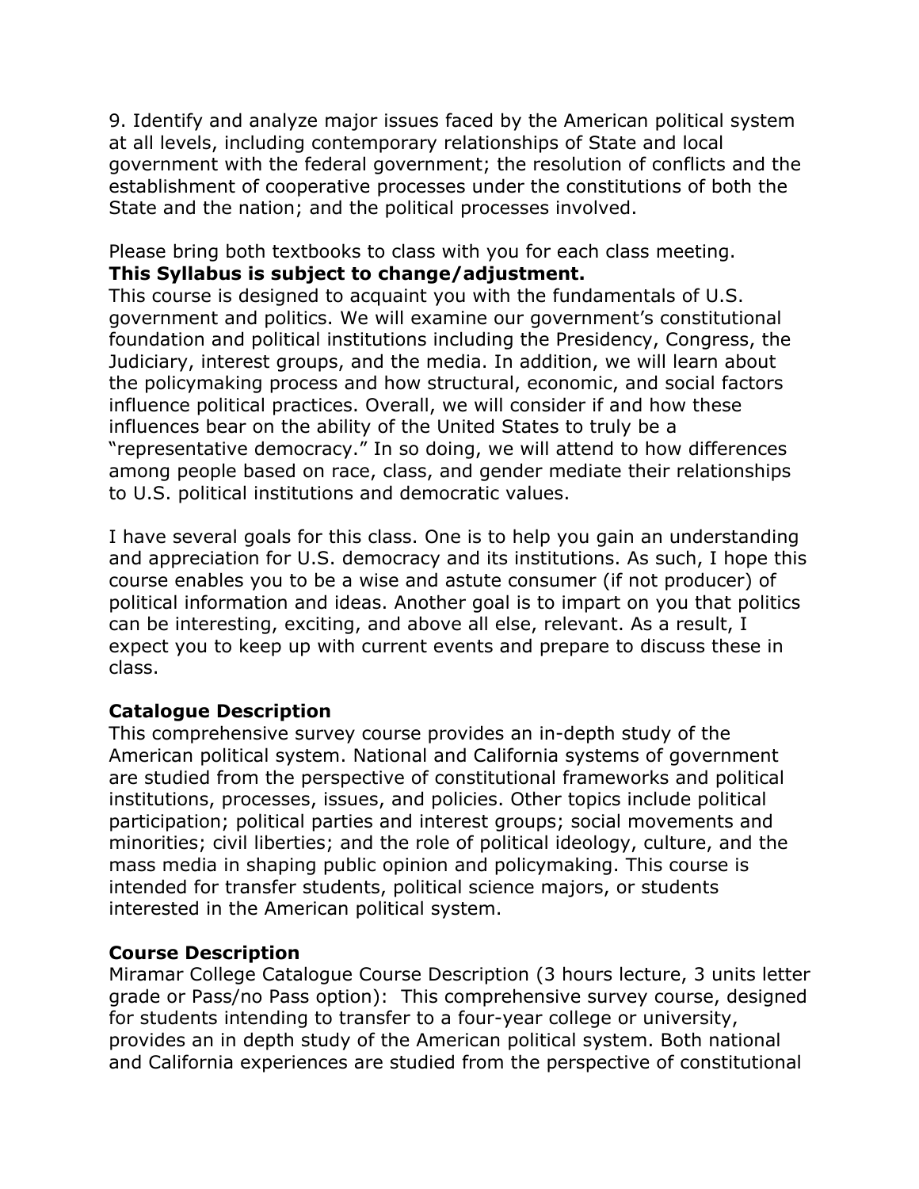9. Identify and analyze major issues faced by the American political system at all levels, including contemporary relationships of State and local government with the federal government; the resolution of conflicts and the establishment of cooperative processes under the constitutions of both the State and the nation; and the political processes involved.

Please bring both textbooks to class with you for each class meeting.
**This Syllabus is subject to change/adjustment.**
This course is designed to acquaint you with the fundamentals of U.S. government and politics. We will examine our government's constitutional foundation and political institutions including the Presidency, Congress, the Judiciary, interest groups, and the media. In addition, we will learn about the policymaking process and how structural, economic, and social factors influence political practices. Overall, we will consider if and how these influences bear on the ability of the United States to truly be a "representative democracy." In so doing, we will attend to how differences among people based on race, class, and gender mediate their relationships to U.S. political institutions and democratic values.

I have several goals for this class. One is to help you gain an understanding and appreciation for U.S. democracy and its institutions. As such, I hope this course enables you to be a wise and astute consumer (if not producer) of political information and ideas. Another goal is to impart on you that politics can be interesting, exciting, and above all else, relevant. As a result, I expect you to keep up with current events and prepare to discuss these in class.

**Catalogue Description**
This comprehensive survey course provides an in-depth study of the American political system. National and California systems of government are studied from the perspective of constitutional frameworks and political institutions, processes, issues, and policies. Other topics include political participation; political parties and interest groups; social movements and minorities; civil liberties; and the role of political ideology, culture, and the mass media in shaping public opinion and policymaking. This course is intended for transfer students, political science majors, or students interested in the American political system.

**Course Description**
Miramar College Catalogue Course Description (3 hours lecture, 3 units letter grade or Pass/no Pass option): This comprehensive survey course, designed for students intending to transfer to a four-year college or university, provides an in depth study of the American political system. Both national and California experiences are studied from the perspective of constitutional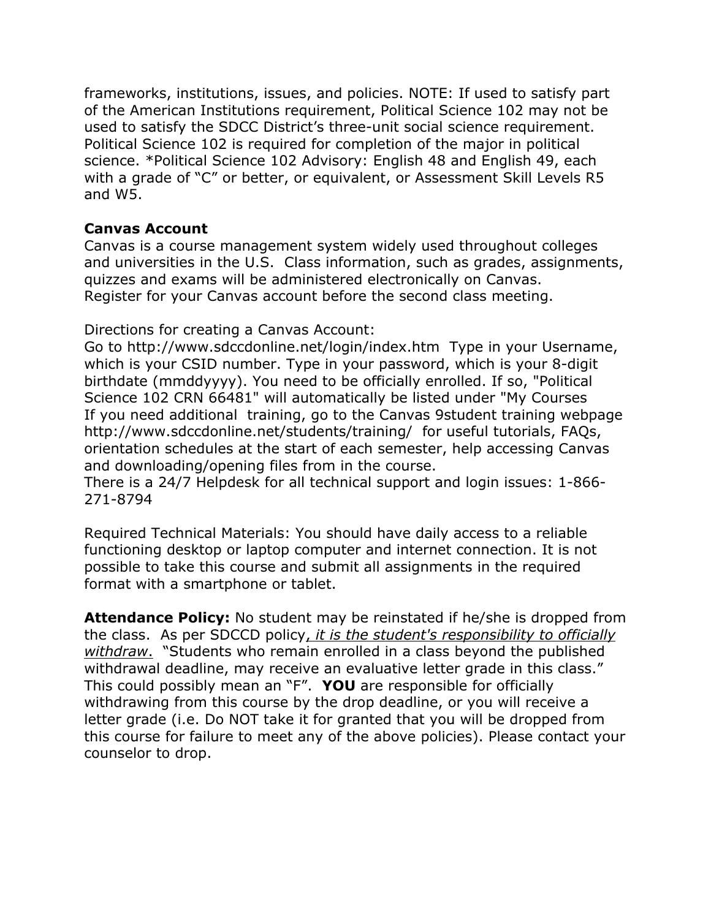frameworks, institutions, issues, and policies. NOTE: If used to satisfy part of the American Institutions requirement, Political Science 102 may not be used to satisfy the SDCC District's three-unit social science requirement. Political Science 102 is required for completion of the major in political science. *Political Science 102 Advisory: English 48 and English 49, each with a grade of "C" or better, or equivalent, or Assessment Skill Levels R5 and W5.

**Canvas Account**

Canvas is a course management system widely used throughout colleges and universities in the U.S. Class information, such as grades, assignments, quizzes and exams will be administered electronically on Canvas. Register for your Canvas account before the second class meeting.

Directions for creating a Canvas Account:

Go to http://www.sdccdonline.net/login/index.htm Type in your Username, which is your CSID number. Type in your password, which is your 8-digit birthdate (mmddyyyy). You need to be officially enrolled. If so, "Political Science 102 CRN 66481" will automatically be listed under "My Courses
If you need additional training, go to the Canvas 9student training webpage http://www.sdccdonline.net/students/training/ for useful tutorials, FAQs, orientation schedules at the start of each semester, help accessing Canvas and downloading/opening files from in the course.
There is a 24/7 Helpdesk for all technical support and login issues: 1-866-271-8794

Required Technical Materials: You should have daily access to a reliable functioning desktop or laptop computer and internet connection. It is not possible to take this course and submit all assignments in the required format with a smartphone or tablet.

**Attendance Policy:** No student may be reinstated if he/she is dropped from the class. As per SDCCD policy*, it is the student's responsibility to officially withdraw*. "Students who remain enrolled in a class beyond the published withdrawal deadline, may receive an evaluative letter grade in this class." This could possibly mean an "F". **YOU** are responsible for officially withdrawing from this course by the drop deadline, or you will receive a letter grade (i.e. Do NOT take it for granted that you will be dropped from this course for failure to meet any of the above policies). Please contact your counselor to drop.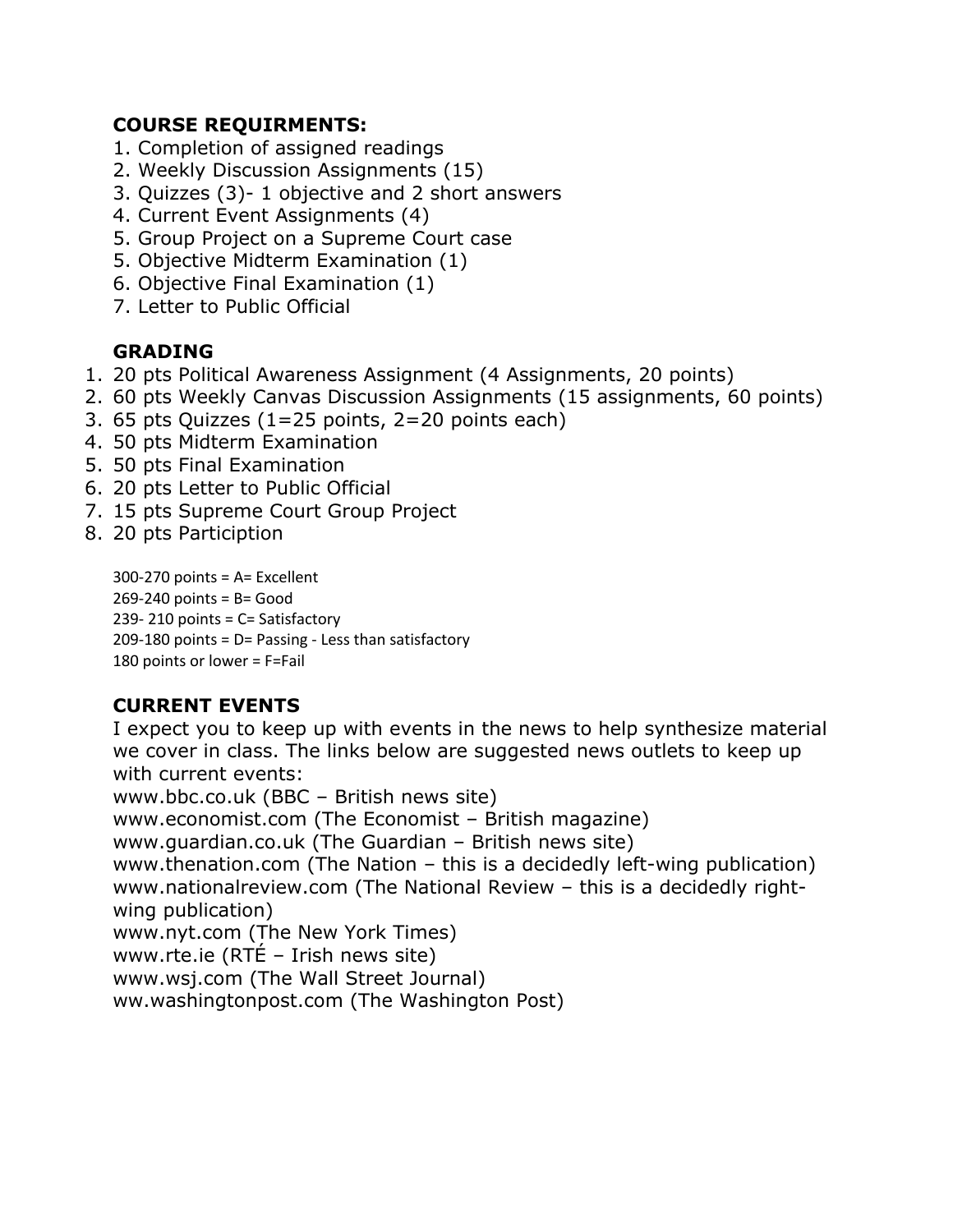**COURSE REQUIRMENTS:**

1. Completion of assigned readings
2. Weekly Discussion Assignments (15)
3. Quizzes (3)- 1 objective and 2 short answers
4. Current Event Assignments (4)
5. Group Project on a Supreme Court case
5. Objective Midterm Examination (1)
6. Objective Final Examination (1)
7. Letter to Public Official

**GRADING**

1. 20 pts Political Awareness Assignment (4 Assignments, 20 points)
2. 60 pts Weekly Canvas Discussion Assignments (15 assignments, 60 points)
3. 65 pts Quizzes (1=25 points, 2=20 points each)
4. 50 pts Midterm Examination
5. 50 pts Final Examination
6. 20 pts Letter to Public Official
7. 15 pts Supreme Court Group Project
8. 20 pts Particiption

300-270 points = A= Excellent
269-240 points = B= Good
239- 210 points = C= Satisfactory
209-180 points = D= Passing - Less than satisfactory
180 points or lower = F=Fail

**CURRENT EVENTS**

I expect you to keep up with events in the news to help synthesize material we cover in class. The links below are suggested news outlets to keep up with current events:
www.bbc.co.uk (BBC – British news site)
www.economist.com (The Economist – British magazine)
www.guardian.co.uk (The Guardian – British news site)
www.thenation.com (The Nation – this is a decidedly left-wing publication)
www.nationalreview.com (The National Review – this is a decidedly right-wing publication)
www.nyt.com (The New York Times)
www.rte.ie (RTÉ – Irish news site)
www.wsj.com (The Wall Street Journal)
ww.washingtonpost.com (The Washington Post)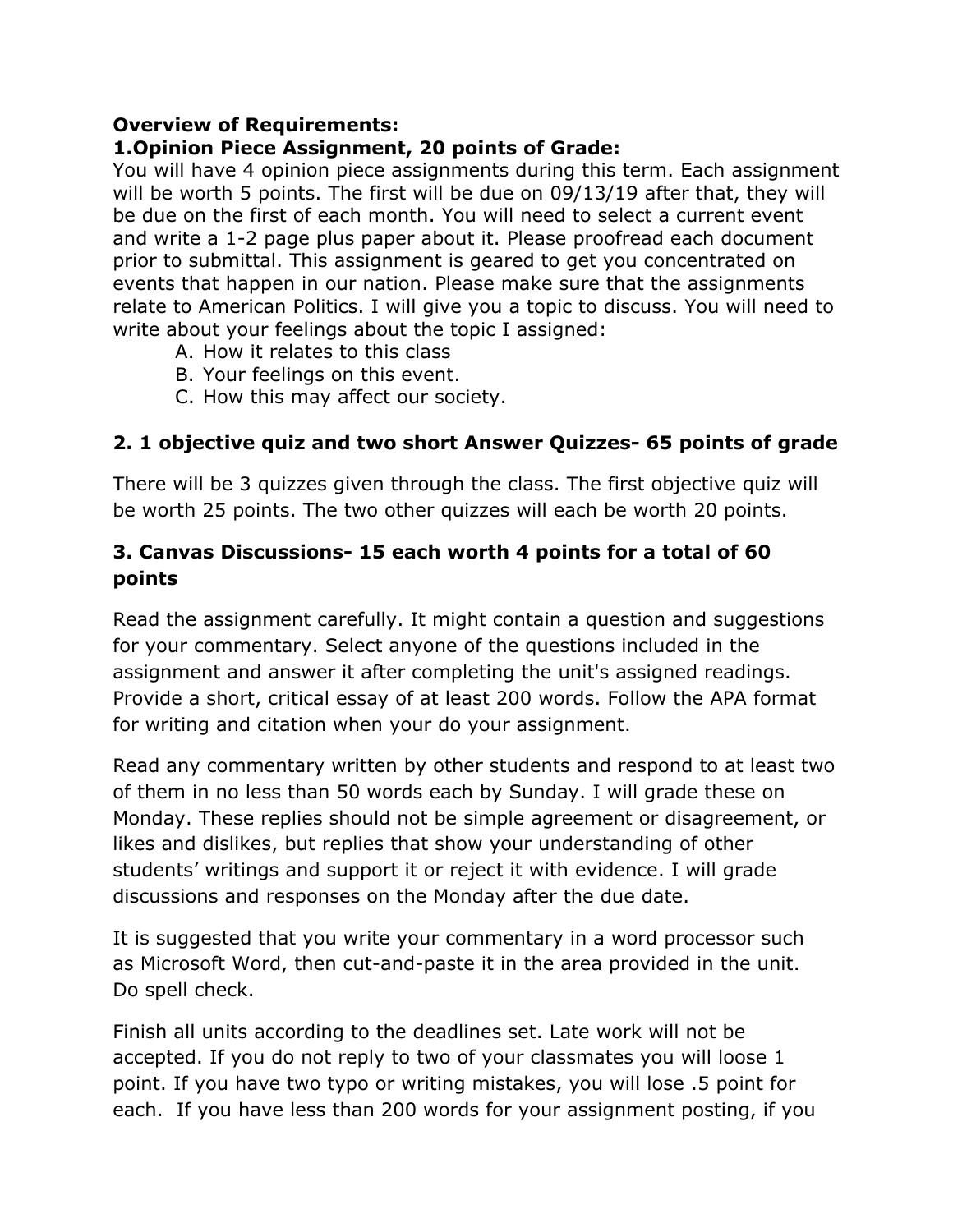**Overview of Requirements:**

**1.Opinion Piece Assignment, 20 points of Grade:**

You will have 4 opinion piece assignments during this term. Each assignment will be worth 5 points. The first will be due on 09/13/19 after that, they will be due on the first of each month. You will need to select a current event and write a 1-2 page plus paper about it. Please proofread each document prior to submittal. This assignment is geared to get you concentrated on events that happen in our nation. Please make sure that the assignments relate to American Politics. I will give you a topic to discuss. You will need to write about your feelings about the topic I assigned:

A. How it relates to this class
B. Your feelings on this event.
C. How this may affect our society.

### 2. 1 objective quiz and two short Answer Quizzes- 65 points of grade

There will be 3 quizzes given through the class. The first objective quiz will be worth 25 points. The two other quizzes will each be worth 20 points.

### 3. Canvas Discussions- 15 each worth 4 points for a total of 60 points

Read the assignment carefully. It might contain a question and suggestions for your commentary. Select anyone of the questions included in the assignment and answer it after completing the unit's assigned readings. Provide a short, critical essay of at least 200 words. Follow the APA format for writing and citation when your do your assignment.

Read any commentary written by other students and respond to at least two of them in no less than 50 words each by Sunday. I will grade these on Monday. These replies should not be simple agreement or disagreement, or likes and dislikes, but replies that show your understanding of other students' writings and support it or reject it with evidence. I will grade discussions and responses on the Monday after the due date.

It is suggested that you write your commentary in a word processor such as Microsoft Word, then cut-and-paste it in the area provided in the unit. Do spell check.

Finish all units according to the deadlines set. Late work will not be accepted. If you do not reply to two of your classmates you will loose 1 point. If you have two typo or writing mistakes, you will lose .5 point for each. If you have less than 200 words for your assignment posting, if you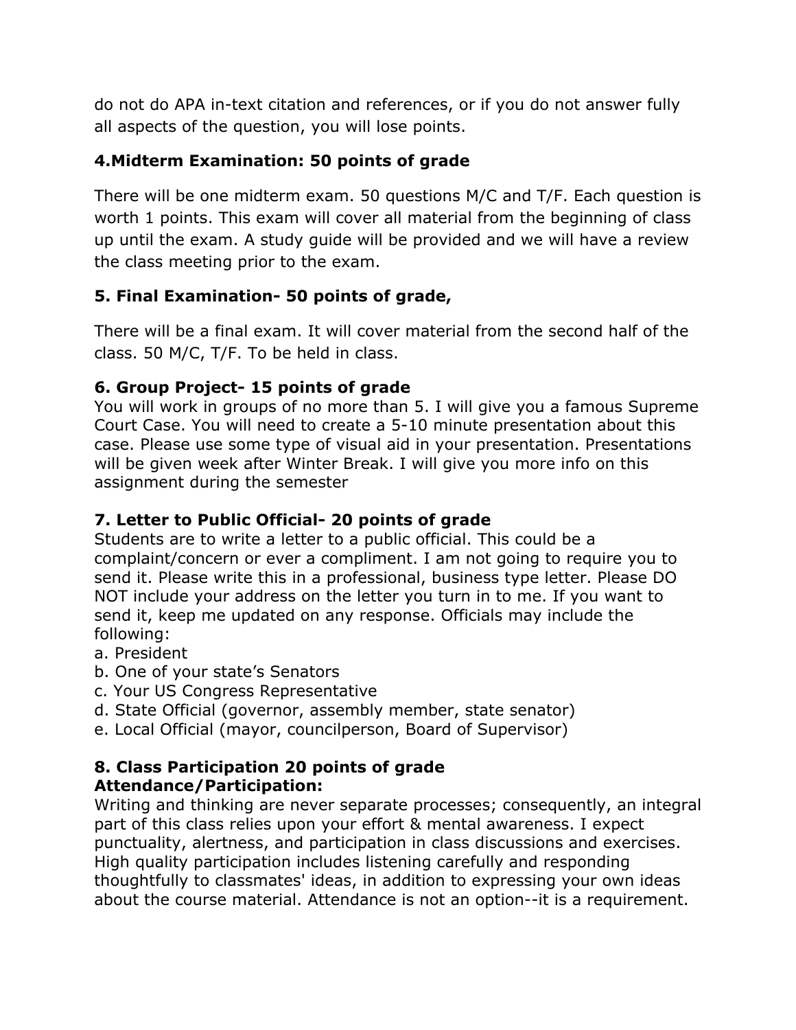do not do APA in-text citation and references, or if you do not answer fully all aspects of the question, you will lose points.

### 4.Midterm Examination: 50 points of grade

There will be one midterm exam. 50 questions M/C and T/F. Each question is worth 1 points. This exam will cover all material from the beginning of class up until the exam. A study guide will be provided and we will have a review the class meeting prior to the exam.

### 5. Final Examination- 50 points of grade,

There will be a final exam. It will cover material from the second half of the class. 50 M/C, T/F. To be held in class.

### 6. Group Project- 15 points of grade

You will work in groups of no more than 5. I will give you a famous Supreme Court Case. You will need to create a 5-10 minute presentation about this case. Please use some type of visual aid in your presentation. Presentations will be given week after Winter Break. I will give you more info on this assignment during the semester

### 7. Letter to Public Official- 20 points of grade

Students are to write a letter to a public official. This could be a complaint/concern or ever a compliment. I am not going to require you to send it. Please write this in a professional, business type letter. Please DO NOT include your address on the letter you turn in to me. If you want to send it, keep me updated on any response. Officials may include the following:

a. President
b. One of your state's Senators
c. Your US Congress Representative
d. State Official (governor, assembly member, state senator)
e. Local Official (mayor, councilperson, Board of Supervisor)

### 8. Class Participation 20 points of grade

**Attendance/Participation:**

Writing and thinking are never separate processes; consequently, an integral part of this class relies upon your effort & mental awareness. I expect punctuality, alertness, and participation in class discussions and exercises. High quality participation includes listening carefully and responding thoughtfully to classmates' ideas, in addition to expressing your own ideas about the course material. Attendance is not an option--it is a requirement.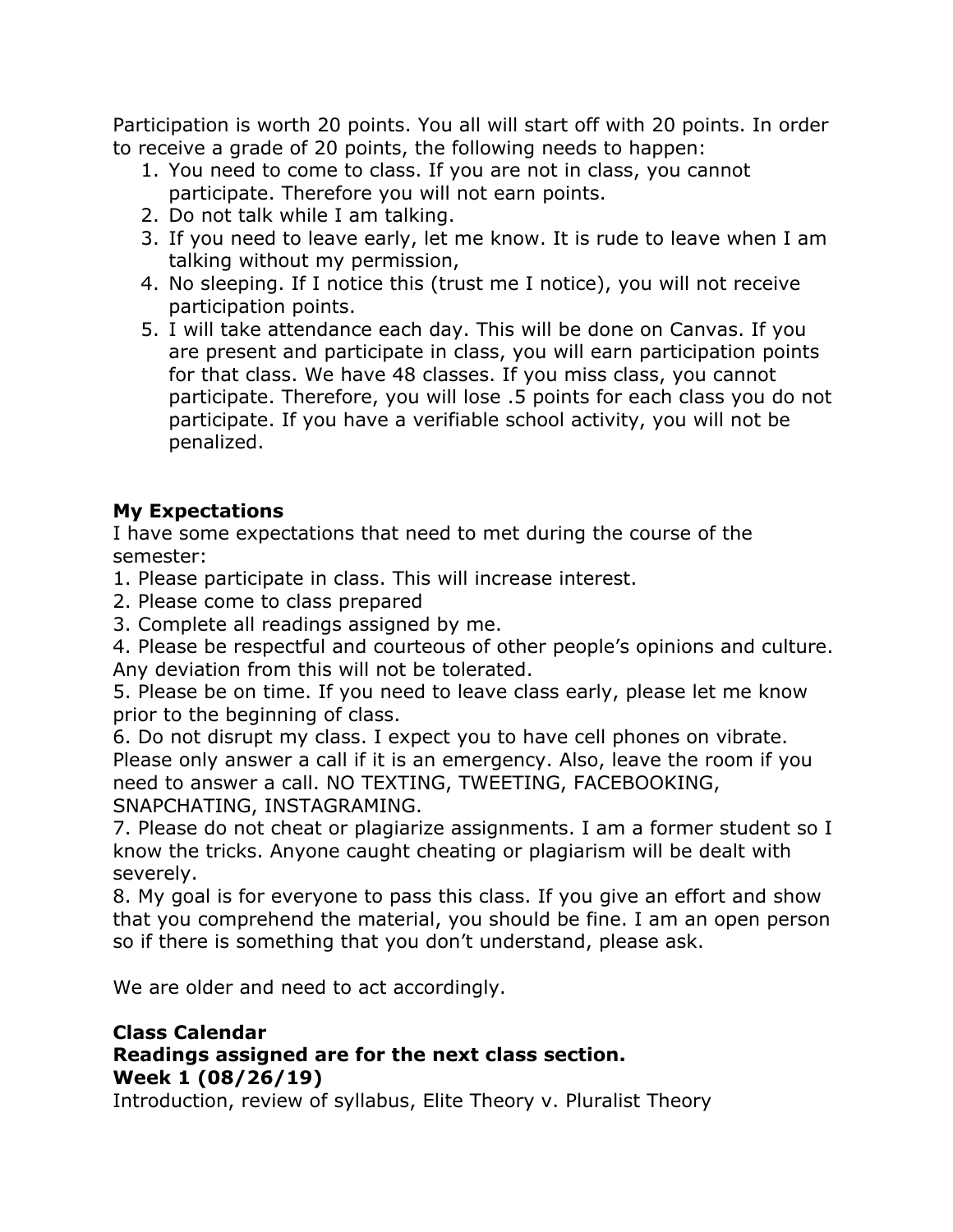Participation is worth 20 points. You all will start off with 20 points. In order to receive a grade of 20 points, the following needs to happen:

1. You need to come to class. If you are not in class, you cannot participate. Therefore you will not earn points.
2. Do not talk while I am talking.
3. If you need to leave early, let me know. It is rude to leave when I am talking without my permission,
4. No sleeping. If I notice this (trust me I notice), you will not receive participation points.
5. I will take attendance each day. This will be done on Canvas. If you are present and participate in class, you will earn participation points for that class. We have 48 classes. If you miss class, you cannot participate. Therefore, you will lose .5 points for each class you do not participate. If you have a verifiable school activity, you will not be penalized.

**My Expectations**

I have some expectations that need to met during the course of the semester:

1. Please participate in class. This will increase interest.
2. Please come to class prepared
3. Complete all readings assigned by me.
4. Please be respectful and courteous of other people's opinions and culture. Any deviation from this will not be tolerated.
5. Please be on time. If you need to leave class early, please let me know prior to the beginning of class.
6. Do not disrupt my class. I expect you to have cell phones on vibrate. Please only answer a call if it is an emergency. Also, leave the room if you need to answer a call. NO TEXTING, TWEETING, FACEBOOKING, SNAPCHATING, INSTAGRAMING.
7. Please do not cheat or plagiarize assignments. I am a former student so I know the tricks. Anyone caught cheating or plagiarism will be dealt with severely.
8. My goal is for everyone to pass this class. If you give an effort and show that you comprehend the material, you should be fine. I am an open person so if there is something that you don't understand, please ask.

We are older and need to act accordingly.

**Class Calendar**
**Readings assigned are for the next class section.**
**Week 1 (08/26/19)**
Introduction, review of syllabus, Elite Theory v. Pluralist Theory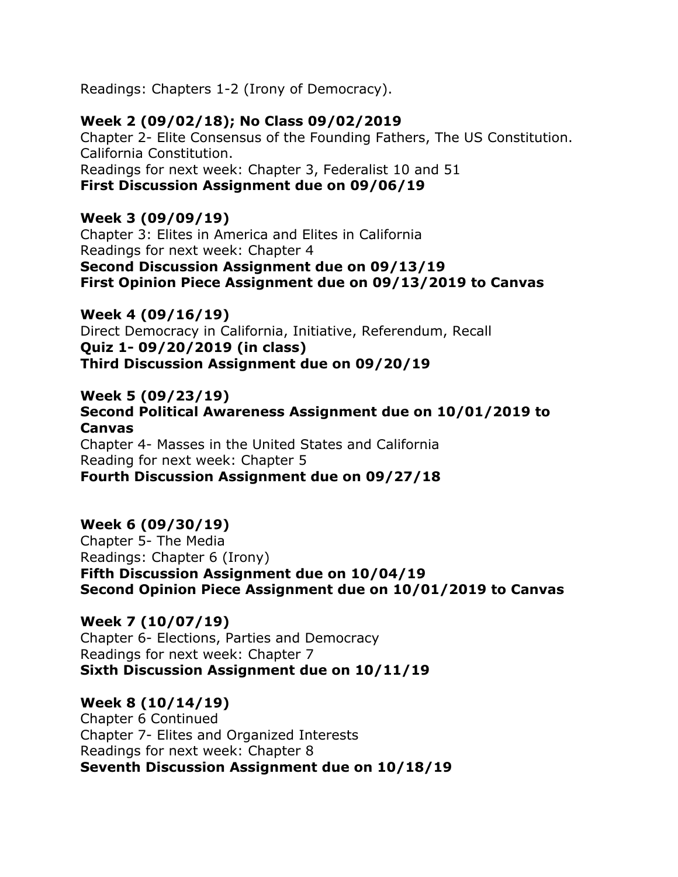Readings: Chapters 1-2 (Irony of Democracy).

**Week 2 (09/02/18); No Class 09/02/2019**
Chapter 2- Elite Consensus of the Founding Fathers, The US Constitution.
California Constitution.
Readings for next week: Chapter 3, Federalist 10 and 51
**First Discussion Assignment due on 09/06/19**

**Week 3 (09/09/19)**
Chapter 3: Elites in America and Elites in California
Readings for next week: Chapter 4
**Second Discussion Assignment due on 09/13/19**
**First Opinion Piece Assignment due on 09/13/2019 to Canvas**

**Week 4 (09/16/19)**
Direct Democracy in California, Initiative, Referendum, Recall
**Quiz 1- 09/20/2019 (in class)**
**Third Discussion Assignment due on 09/20/19**

**Week 5 (09/23/19)**
**Second Political Awareness Assignment due on 10/01/2019 to Canvas**
Chapter 4- Masses in the United States and California
Reading for next week: Chapter 5
**Fourth Discussion Assignment due on 09/27/18**

**Week 6 (09/30/19)**
Chapter 5- The Media
Readings: Chapter 6 (Irony)
**Fifth Discussion Assignment due on 10/04/19**
**Second Opinion Piece Assignment due on 10/01/2019 to Canvas**

**Week 7 (10/07/19)**
Chapter 6- Elections, Parties and Democracy
Readings for next week: Chapter 7
**Sixth Discussion Assignment due on 10/11/19**

**Week 8 (10/14/19)**
Chapter 6 Continued
Chapter 7- Elites and Organized Interests
Readings for next week: Chapter 8
**Seventh Discussion Assignment due on 10/18/19**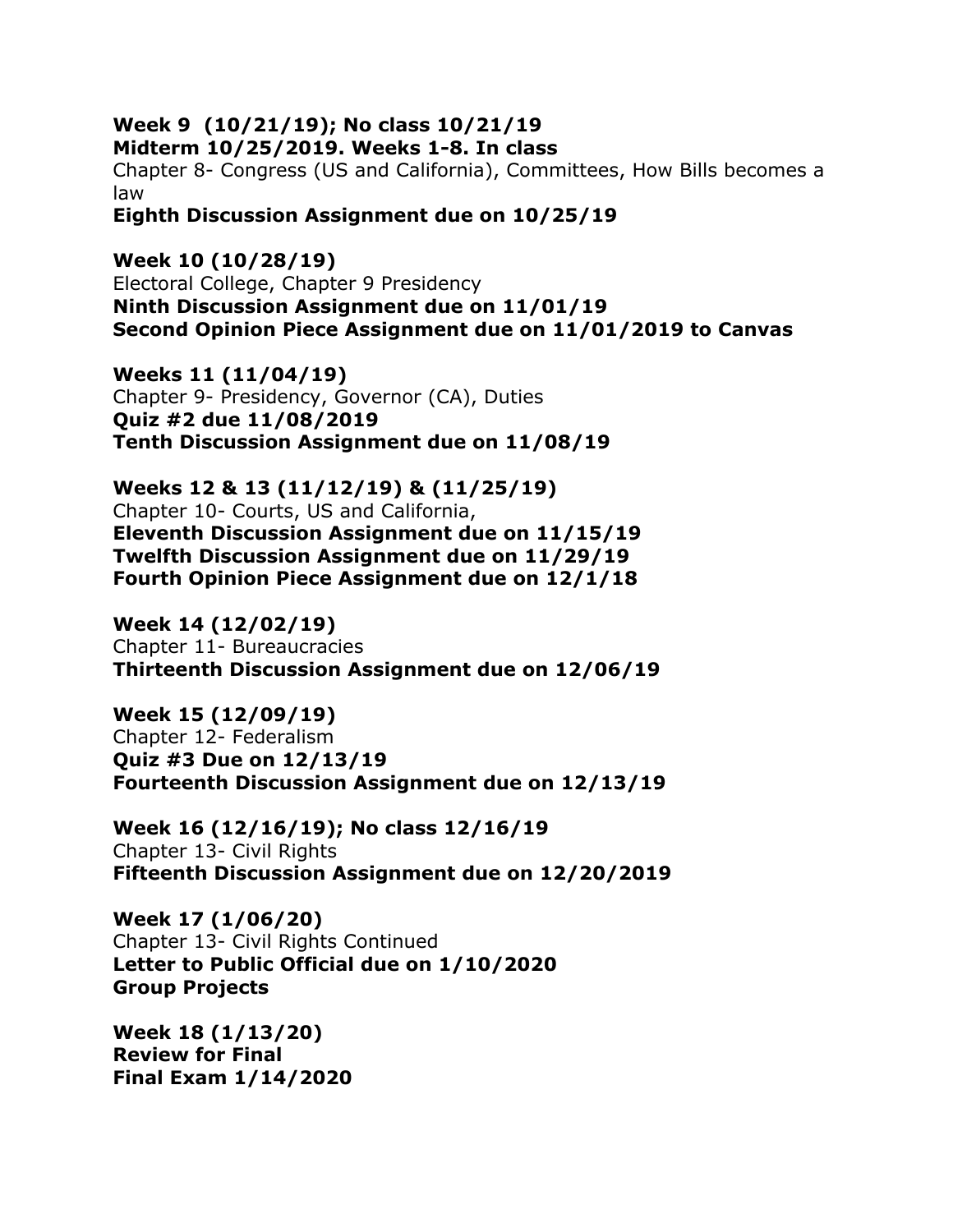**Week 9 (10/21/19); No class 10/21/19**
**Midterm 10/25/2019. Weeks 1-8. In class**
Chapter 8- Congress (US and California), Committees, How Bills becomes a law
**Eighth Discussion Assignment due on 10/25/19**

**Week 10 (10/28/19)**
Electoral College, Chapter 9 Presidency
**Ninth Discussion Assignment due on 11/01/19**
**Second Opinion Piece Assignment due on 11/01/2019 to Canvas**

**Weeks 11 (11/04/19)**
Chapter 9- Presidency, Governor (CA), Duties
**Quiz #2 due 11/08/2019**
**Tenth Discussion Assignment due on 11/08/19**

**Weeks 12 & 13 (11/12/19) & (11/25/19)**
Chapter 10- Courts, US and California,
**Eleventh Discussion Assignment due on 11/15/19**
**Twelfth Discussion Assignment due on 11/29/19**
**Fourth Opinion Piece Assignment due on 12/1/18**

**Week 14 (12/02/19)**
Chapter 11- Bureaucracies
**Thirteenth Discussion Assignment due on 12/06/19**

**Week 15 (12/09/19)**
Chapter 12- Federalism
**Quiz #3 Due on 12/13/19**
**Fourteenth Discussion Assignment due on 12/13/19**

**Week 16 (12/16/19); No class 12/16/19**
Chapter 13- Civil Rights
**Fifteenth Discussion Assignment due on 12/20/2019**

**Week 17 (1/06/20)**
Chapter 13- Civil Rights Continued
**Letter to Public Official due on 1/10/2020**
**Group Projects**

**Week 18 (1/13/20)**
**Review for Final**
**Final Exam 1/14/2020**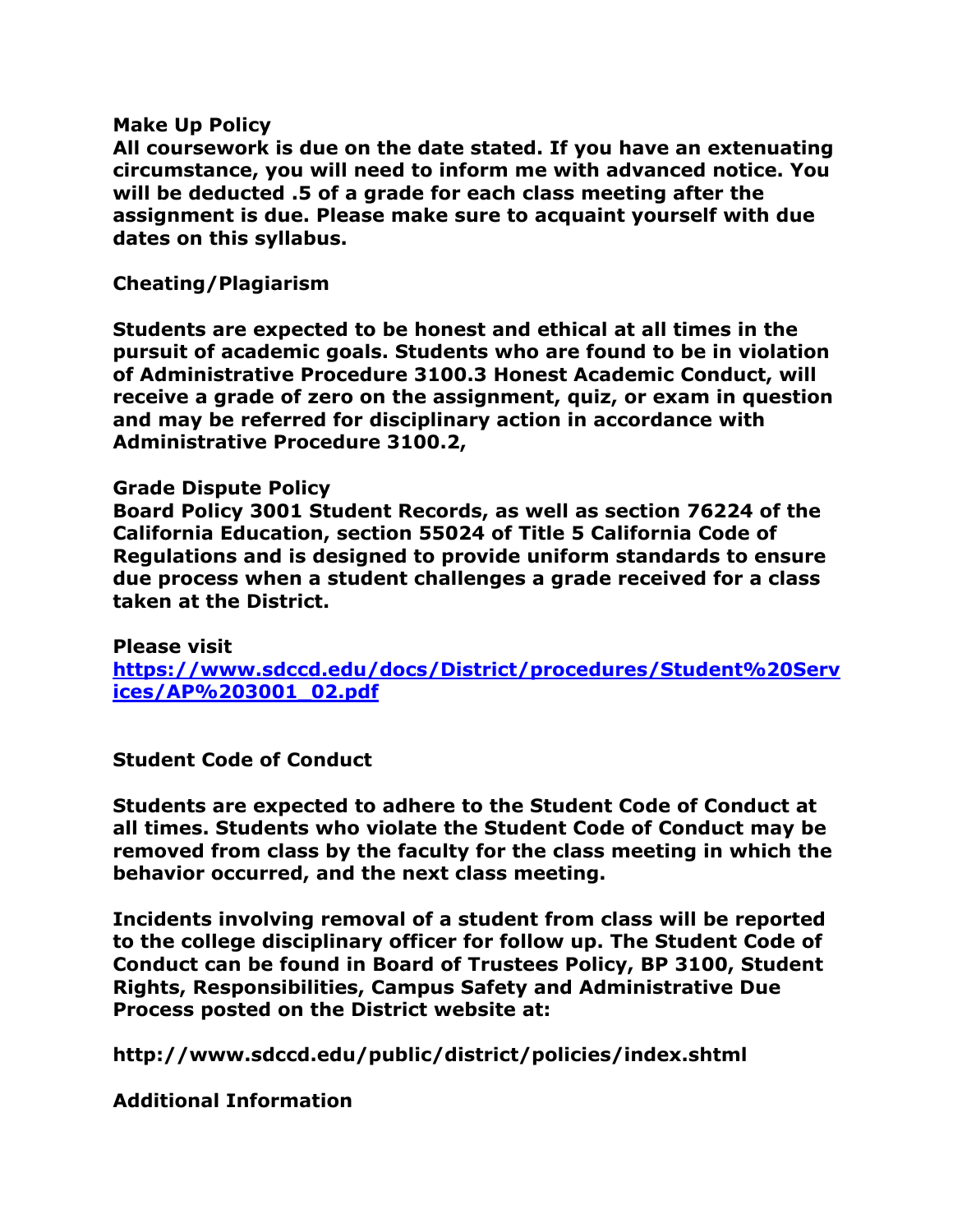**Make Up Policy**
**All coursework is due on the date stated. If you have an extenuating circumstance, you will need to inform me with advanced notice. You will be deducted .5 of a grade for each class meeting after the assignment is due. Please make sure to acquaint yourself with due dates on this syllabus.**

**Cheating/Plagiarism**

**Students are expected to be honest and ethical at all times in the pursuit of academic goals. Students who are found to be in violation of Administrative Procedure 3100.3 Honest Academic Conduct, will receive a grade of zero on the assignment, quiz, or exam in question and may be referred for disciplinary action in accordance with Administrative Procedure 3100.2,**

**Grade Dispute Policy**
**Board Policy 3001 Student Records, as well as section 76224 of the California Education, section 55024 of Title 5 California Code of Regulations and is designed to provide uniform standards to ensure due process when a student challenges a grade received for a class taken at the District.**

**Please visit**
**[https://www.sdccd.edu/docs/District/procedures/Student%20Services/AP%203001_02.pdf](https://www.sdccd.edu/docs/District/procedures/Student%20Services/AP%203001_02.pdf)**

**Student Code of Conduct**

**Students are expected to adhere to the Student Code of Conduct at all times. Students who violate the Student Code of Conduct may be removed from class by the faculty for the class meeting in which the behavior occurred, and the next class meeting.**

**Incidents involving removal of a student from class will be reported to the college disciplinary officer for follow up. The Student Code of Conduct can be found in Board of Trustees Policy, BP 3100, Student Rights, Responsibilities, Campus Safety and Administrative Due Process posted on the District website at:**

**http://www.sdccd.edu/public/district/policies/index.shtml**

**Additional Information**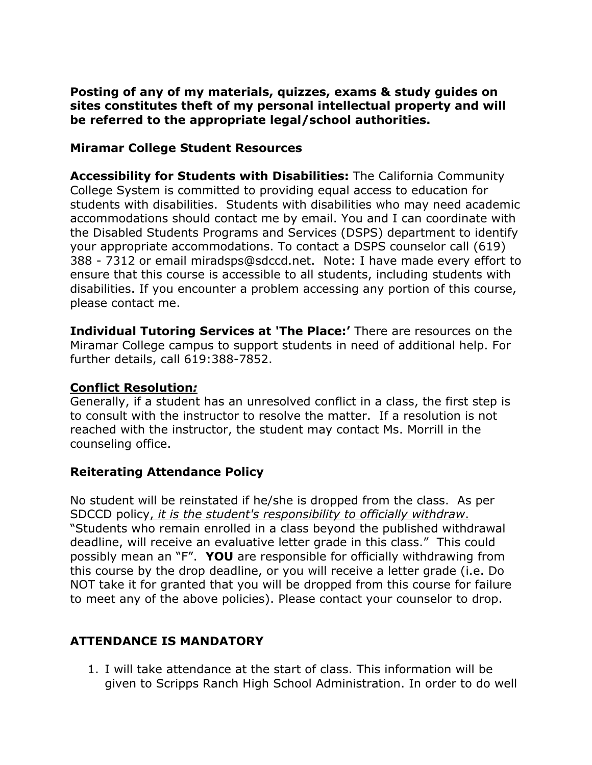**Posting of any of my materials, quizzes, exams & study guides on sites constitutes theft of my personal intellectual property and will be referred to the appropriate legal/school authorities.**

**Miramar College Student Resources**

**Accessibility for Students with Disabilities:** The California Community College System is committed to providing equal access to education for students with disabilities. Students with disabilities who may need academic accommodations should contact me by email. You and I can coordinate with the Disabled Students Programs and Services (DSPS) department to identify your appropriate accommodations. To contact a DSPS counselor call (619) 388 - 7312 or email miradsps@sdccd.net. Note: I have made every effort to ensure that this course is accessible to all students, including students with disabilities. If you encounter a problem accessing any portion of this course, please contact me.

**Individual Tutoring Services at 'The Place:'** There are resources on the Miramar College campus to support students in need of additional help. For further details, call 619:388-7852.

<u>**Conflict Resolution*:***</u>
Generally, if a student has an unresolved conflict in a class, the first step is to consult with the instructor to resolve the matter. If a resolution is not reached with the instructor, the student may contact Ms. Morrill in the counseling office.

**Reiterating Attendance Policy**

No student will be reinstated if he/she is dropped from the class. As per SDCCD policy<u>, *it is the student's responsibility to officially withdraw*</u>. "Students who remain enrolled in a class beyond the published withdrawal deadline, will receive an evaluative letter grade in this class." This could possibly mean an "F". **YOU** are responsible for officially withdrawing from this course by the drop deadline, or you will receive a letter grade (i.e. Do NOT take it for granted that you will be dropped from this course for failure to meet any of the above policies). Please contact your counselor to drop.

**ATTENDANCE IS MANDATORY**

1. I will take attendance at the start of class. This information will be given to Scripps Ranch High School Administration. In order to do well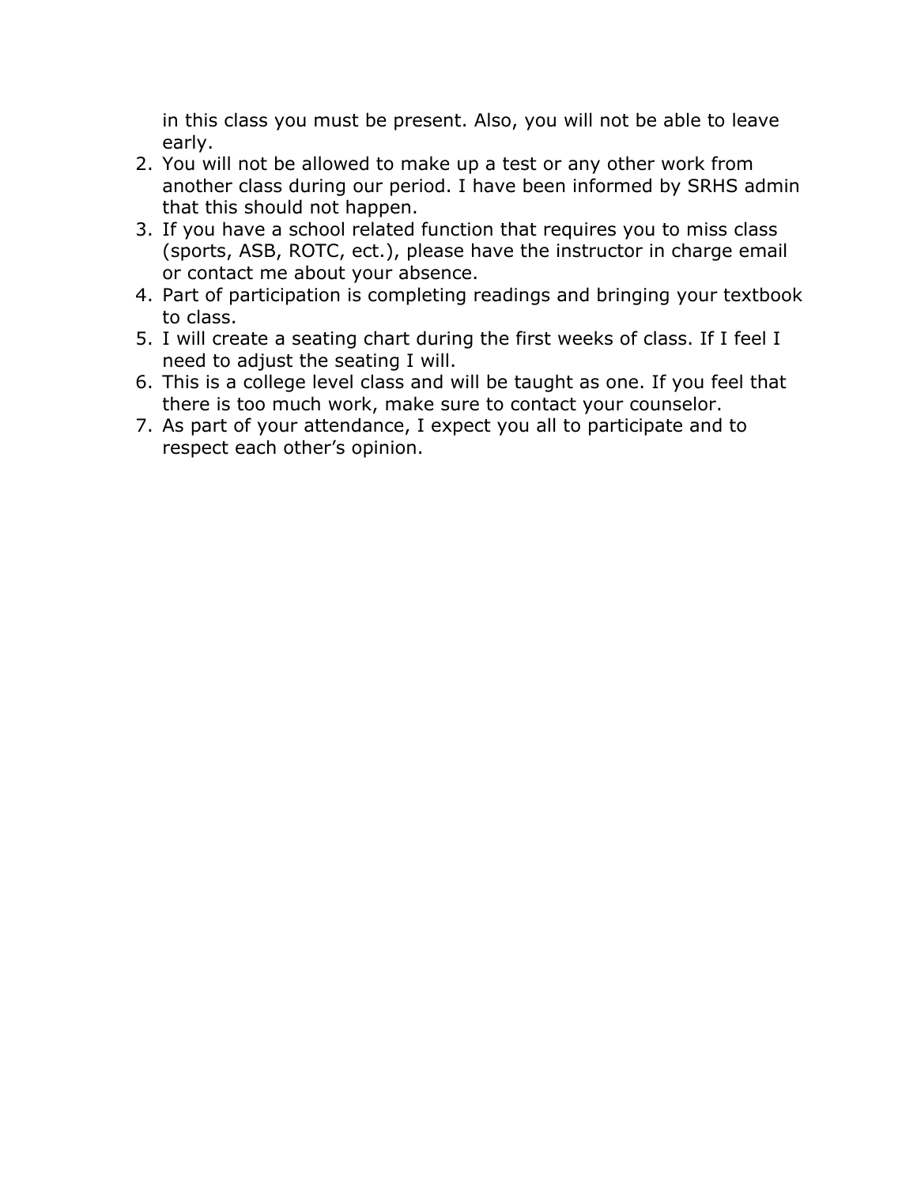in this class you must be present. Also, you will not be able to leave early.

2. You will not be allowed to make up a test or any other work from another class during our period. I have been informed by SRHS admin that this should not happen.
3. If you have a school related function that requires you to miss class (sports, ASB, ROTC, ect.), please have the instructor in charge email or contact me about your absence.
4. Part of participation is completing readings and bringing your textbook to class.
5. I will create a seating chart during the first weeks of class. If I feel I need to adjust the seating I will.
6. This is a college level class and will be taught as one. If you feel that there is too much work, make sure to contact your counselor.
7. As part of your attendance, I expect you all to participate and to respect each other's opinion.